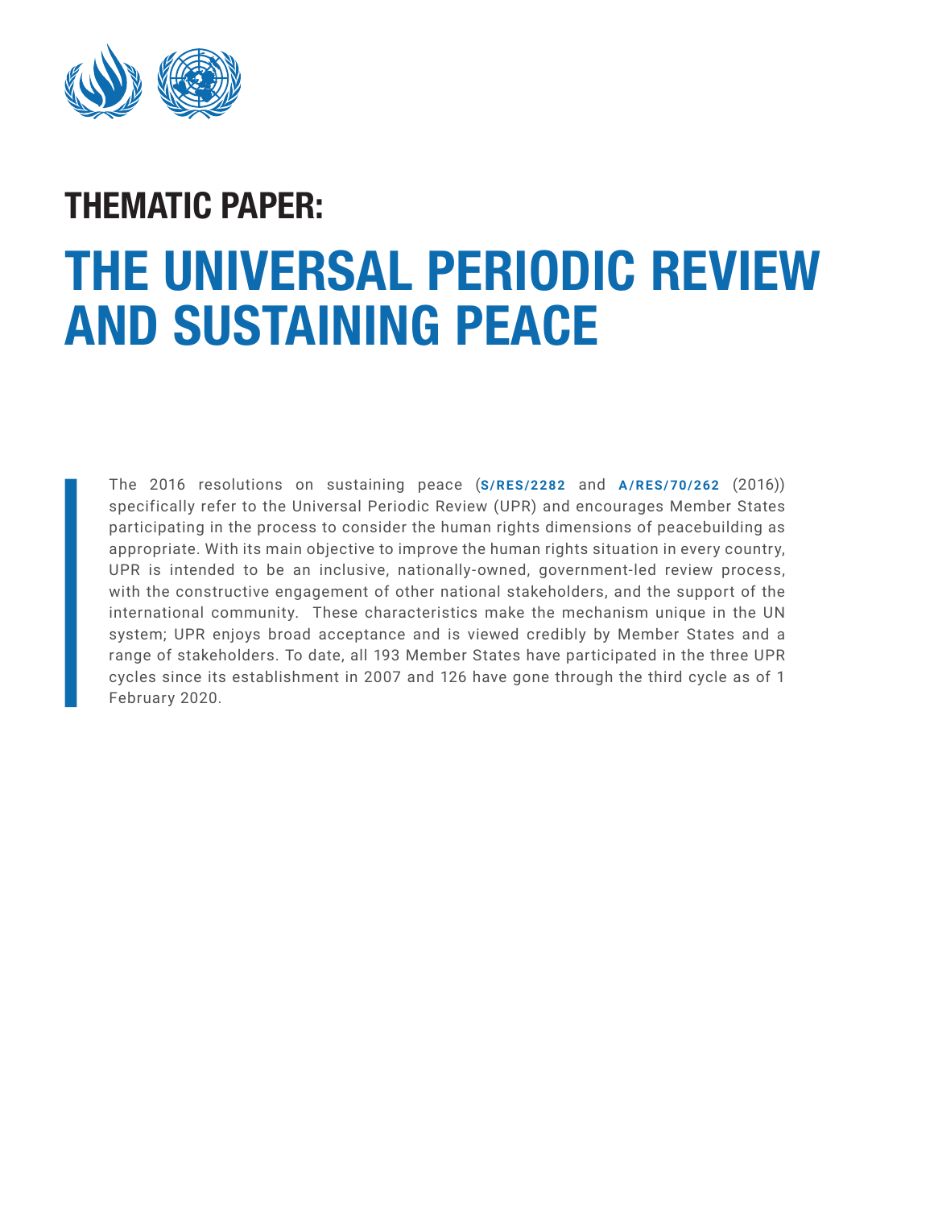# THEMATIC PAPER:

# THE UNIVERSAL PERIODIC REVIEW AND SUSTAINING PEACE

The 2016 resolutions on sustaining peace (**S/RES/2282** and **A/RES/70/262** (2016)) specifically refer to the Universal Periodic Review (UPR) and encourages Member States participating in the process to consider the human rights dimensions of peacebuilding as appropriate. With its main objective to improve the human rights situation in every country, UPR is intended to be an inclusive, nationally-owned, government-led review process, with the constructive engagement of other national stakeholders, and the support of the international community. These characteristics make the mechanism unique in the UN system; UPR enjoys broad acceptance and is viewed credibly by Member States and a range of stakeholders. To date, all 193 Member States have participated in the three UPR cycles since its establishment in 2007 and 126 have gone through the third cycle as of 1 February 2020.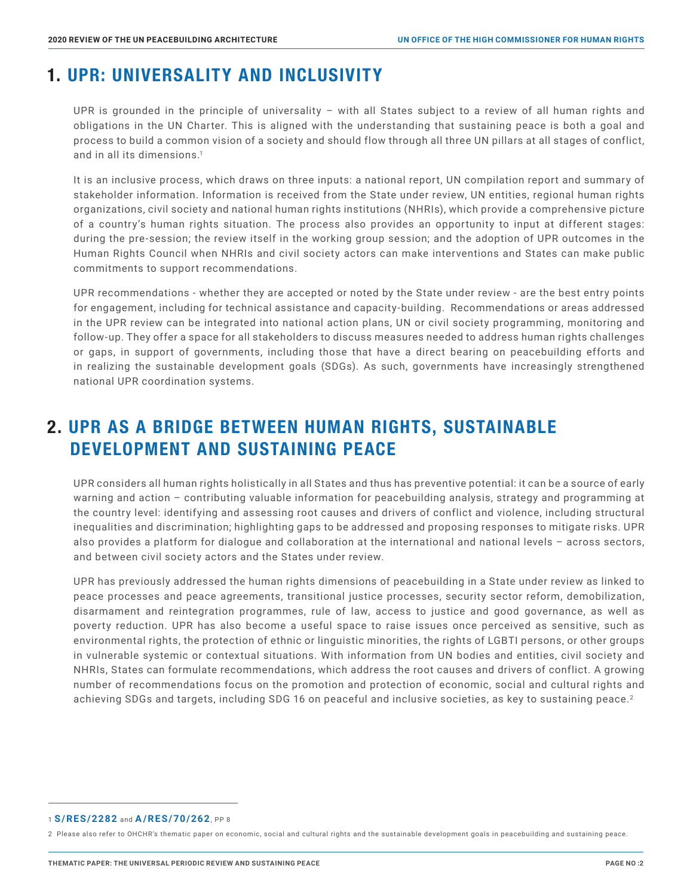## 1. UPR: UNIVERSALITY AND INCLUSIVITY

UPR is grounded in the principle of universality – with all States subject to a review of all human rights and obligations in the UN Charter. This is aligned with the understanding that sustaining peace is both a goal and process to build a common vision of a society and should flow through all three UN pillars at all stages of conflict, and in all its dimensions.[1]

It is an inclusive process, which draws on three inputs: a national report, UN compilation report and summary of stakeholder information. Information is received from the State under review, UN entities, regional human rights organizations, civil society and national human rights institutions (NHRIs), which provide a comprehensive picture of a country's human rights situation. The process also provides an opportunity to input at different stages: during the pre-session; the review itself in the working group session; and the adoption of UPR outcomes in the Human Rights Council when NHRIs and civil society actors can make interventions and States can make public commitments to support recommendations.

UPR recommendations - whether they are accepted or noted by the State under review - are the best entry points for engagement, including for technical assistance and capacity-building. Recommendations or areas addressed in the UPR review can be integrated into national action plans, UN or civil society programming, monitoring and follow-up. They offer a space for all stakeholders to discuss measures needed to address human rights challenges or gaps, in support of governments, including those that have a direct bearing on peacebuilding efforts and in realizing the sustainable development goals (SDGs). As such, governments have increasingly strengthened national UPR coordination systems.

## 2. UPR AS A BRIDGE BETWEEN HUMAN RIGHTS, SUSTAINABLE DEVELOPMENT AND SUSTAINING PEACE

UPR considers all human rights holistically in all States and thus has preventive potential: it can be a source of early warning and action – contributing valuable information for peacebuilding analysis, strategy and programming at the country level: identifying and assessing root causes and drivers of conflict and violence, including structural inequalities and discrimination; highlighting gaps to be addressed and proposing responses to mitigate risks. UPR also provides a platform for dialogue and collaboration at the international and national levels – across sectors, and between civil society actors and the States under review.

UPR has previously addressed the human rights dimensions of peacebuilding in a State under review as linked to peace processes and peace agreements, transitional justice processes, security sector reform, demobilization, disarmament and reintegration programmes, rule of law, access to justice and good governance, as well as poverty reduction. UPR has also become a useful space to raise issues once perceived as sensitive, such as environmental rights, the protection of ethnic or linguistic minorities, the rights of LGBTI persons, or other groups in vulnerable systemic or contextual situations. With information from UN bodies and entities, civil society and NHRIs, States can formulate recommendations, which address the root causes and drivers of conflict. A growing number of recommendations focus on the promotion and protection of economic, social and cultural rights and achieving SDGs and targets, including SDG 16 on peaceful and inclusive societies, as key to sustaining peace.[2]

---

1 **S/RES/2282** and **A/RES/70/262**, PP 8

2 Please also refer to OHCHR's thematic paper on economic, social and cultural rights and the sustainable development goals in peacebuilding and sustaining peace.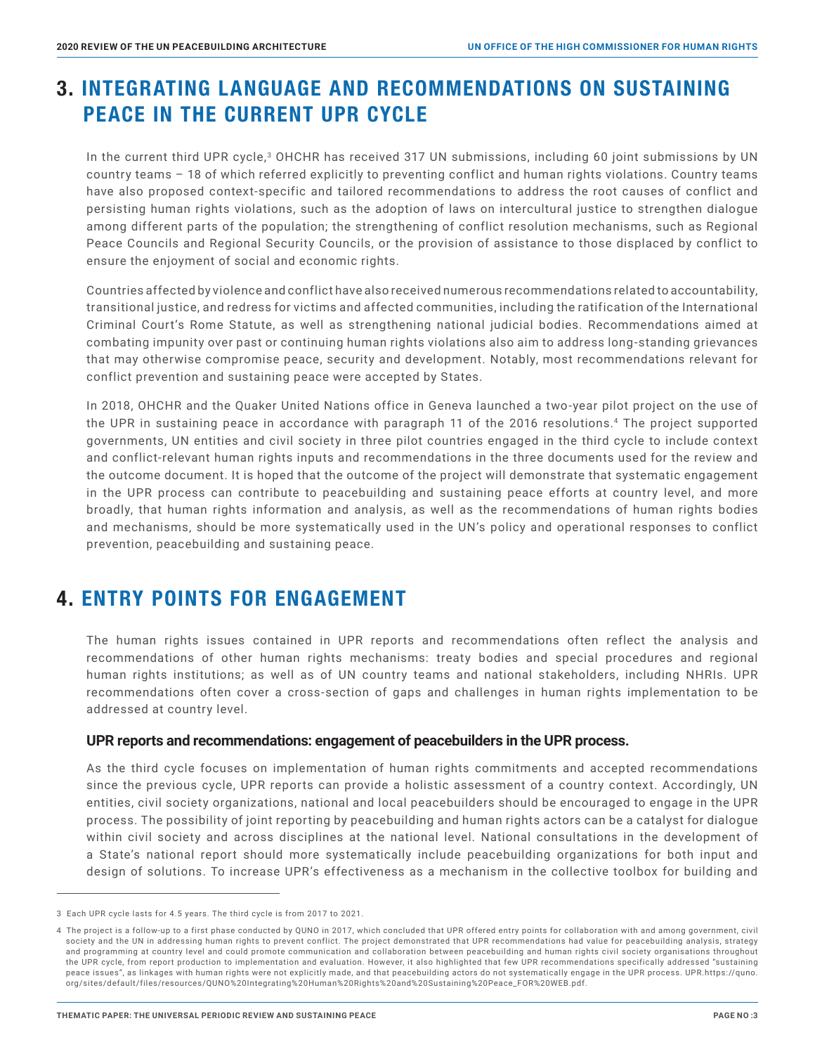## 3. INTEGRATING LANGUAGE AND RECOMMENDATIONS ON SUSTAINING PEACE IN THE CURRENT UPR CYCLE

In the current third UPR cycle,[3] OHCHR has received 317 UN submissions, including 60 joint submissions by UN country teams – 18 of which referred explicitly to preventing conflict and human rights violations. Country teams have also proposed context-specific and tailored recommendations to address the root causes of conflict and persisting human rights violations, such as the adoption of laws on intercultural justice to strengthen dialogue among different parts of the population; the strengthening of conflict resolution mechanisms, such as Regional Peace Councils and Regional Security Councils, or the provision of assistance to those displaced by conflict to ensure the enjoyment of social and economic rights.

Countries affected by violence and conflict have also received numerous recommendations related to accountability, transitional justice, and redress for victims and affected communities, including the ratification of the International Criminal Court's Rome Statute, as well as strengthening national judicial bodies. Recommendations aimed at combating impunity over past or continuing human rights violations also aim to address long-standing grievances that may otherwise compromise peace, security and development. Notably, most recommendations relevant for conflict prevention and sustaining peace were accepted by States.

In 2018, OHCHR and the Quaker United Nations office in Geneva launched a two-year pilot project on the use of the UPR in sustaining peace in accordance with paragraph 11 of the 2016 resolutions.[4] The project supported governments, UN entities and civil society in three pilot countries engaged in the third cycle to include context and conflict-relevant human rights inputs and recommendations in the three documents used for the review and the outcome document. It is hoped that the outcome of the project will demonstrate that systematic engagement in the UPR process can contribute to peacebuilding and sustaining peace efforts at country level, and more broadly, that human rights information and analysis, as well as the recommendations of human rights bodies and mechanisms, should be more systematically used in the UN's policy and operational responses to conflict prevention, peacebuilding and sustaining peace.

## 4. ENTRY POINTS FOR ENGAGEMENT

The human rights issues contained in UPR reports and recommendations often reflect the analysis and recommendations of other human rights mechanisms: treaty bodies and special procedures and regional human rights institutions; as well as of UN country teams and national stakeholders, including NHRIs. UPR recommendations often cover a cross-section of gaps and challenges in human rights implementation to be addressed at country level.

### UPR reports and recommendations: engagement of peacebuilders in the UPR process.

As the third cycle focuses on implementation of human rights commitments and accepted recommendations since the previous cycle, UPR reports can provide a holistic assessment of a country context. Accordingly, UN entities, civil society organizations, national and local peacebuilders should be encouraged to engage in the UPR process. The possibility of joint reporting by peacebuilding and human rights actors can be a catalyst for dialogue within civil society and across disciplines at the national level. National consultations in the development of a State's national report should more systematically include peacebuilding organizations for both input and design of solutions. To increase UPR's effectiveness as a mechanism in the collective toolbox for building and

---

[3] Each UPR cycle lasts for 4.5 years. The third cycle is from 2017 to 2021.

[4] The project is a follow-up to a first phase conducted by QUNO in 2017, which concluded that UPR offered entry points for collaboration with and among government, civil society and the UN in addressing human rights to prevent conflict. The project demonstrated that UPR recommendations had value for peacebuilding analysis, strategy and programming at country level and could promote communication and collaboration between peacebuilding and human rights civil society organisations throughout the UPR cycle, from report production to implementation and evaluation. However, it also highlighted that few UPR recommendations specifically addressed "sustaining peace issues", as linkages with human rights were not explicitly made, and that peacebuilding actors do not systematically engage in the UPR process. UPR.https://quno.org/sites/default/files/resources/QUNO%20Integrating%20Human%20Rights%20and%20Sustaining%20Peace_FOR%20WEB.pdf.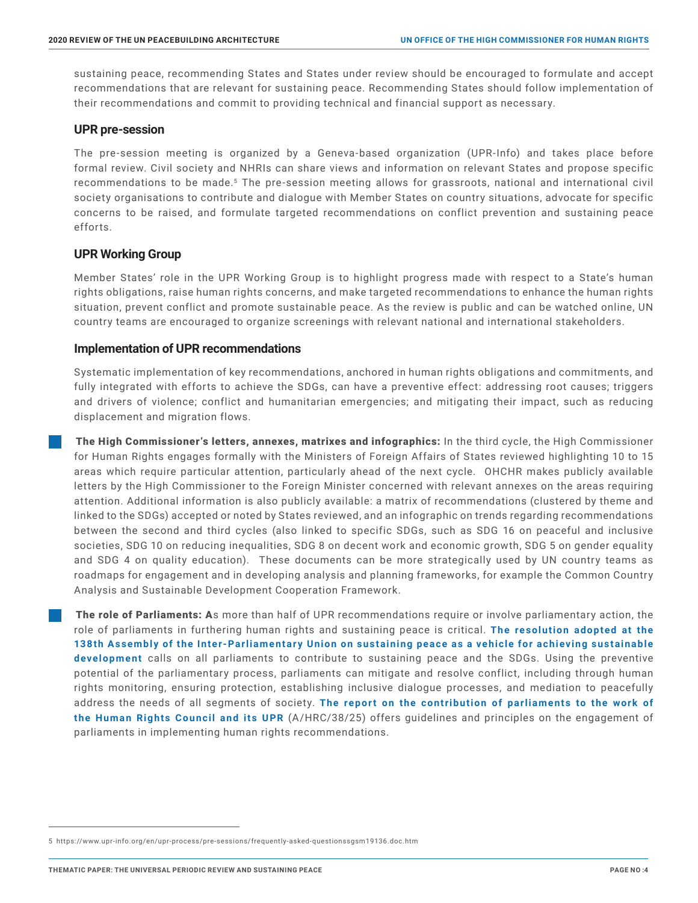sustaining peace, recommending States and States under review should be encouraged to formulate and accept recommendations that are relevant for sustaining peace. Recommending States should follow implementation of their recommendations and commit to providing technical and financial support as necessary.

### UPR pre-session

The pre-session meeting is organized by a Geneva-based organization (UPR-Info) and takes place before formal review. Civil society and NHRIs can share views and information on relevant States and propose specific recommendations to be made.[5] The pre-session meeting allows for grassroots, national and international civil society organisations to contribute and dialogue with Member States on country situations, advocate for specific concerns to be raised, and formulate targeted recommendations on conflict prevention and sustaining peace efforts.

### UPR Working Group

Member States' role in the UPR Working Group is to highlight progress made with respect to a State's human rights obligations, raise human rights concerns, and make targeted recommendations to enhance the human rights situation, prevent conflict and promote sustainable peace. As the review is public and can be watched online, UN country teams are encouraged to organize screenings with relevant national and international stakeholders.

### Implementation of UPR recommendations

Systematic implementation of key recommendations, anchored in human rights obligations and commitments, and fully integrated with efforts to achieve the SDGs, can have a preventive effect: addressing root causes; triggers and drivers of violence; conflict and humanitarian emergencies; and mitigating their impact, such as reducing displacement and migration flows.

- **The High Commissioner's letters, annexes, matrixes and infographics:** In the third cycle, the High Commissioner for Human Rights engages formally with the Ministers of Foreign Affairs of States reviewed highlighting 10 to 15 areas which require particular attention, particularly ahead of the next cycle. OHCHR makes publicly available letters by the High Commissioner to the Foreign Minister concerned with relevant annexes on the areas requiring attention. Additional information is also publicly available: a matrix of recommendations (clustered by theme and linked to the SDGs) accepted or noted by States reviewed, and an infographic on trends regarding recommendations between the second and third cycles (also linked to specific SDGs, such as SDG 16 on peaceful and inclusive societies, SDG 10 on reducing inequalities, SDG 8 on decent work and economic growth, SDG 5 on gender equality and SDG 4 on quality education). These documents can be more strategically used by UN country teams as roadmaps for engagement and in developing analysis and planning frameworks, for example the Common Country Analysis and Sustainable Development Cooperation Framework.

- **The role of Parliaments: A**s more than half of UPR recommendations require or involve parliamentary action, the role of parliaments in furthering human rights and sustaining peace is critical. **The resolution adopted at the 138th Assembly of the Inter-Parliamentary Union on sustaining peace as a vehicle for achieving sustainable development** calls on all parliaments to contribute to sustaining peace and the SDGs. Using the preventive potential of the parliamentary process, parliaments can mitigate and resolve conflict, including through human rights monitoring, ensuring protection, establishing inclusive dialogue processes, and mediation to peacefully address the needs of all segments of society. **The report on the contribution of parliaments to the work of the Human Rights Council and its UPR** (A/HRC/38/25) offers guidelines and principles on the engagement of parliaments in implementing human rights recommendations.

---

5 https://www.upr-info.org/en/upr-process/pre-sessions/frequently-asked-questionssgsm19136.doc.htm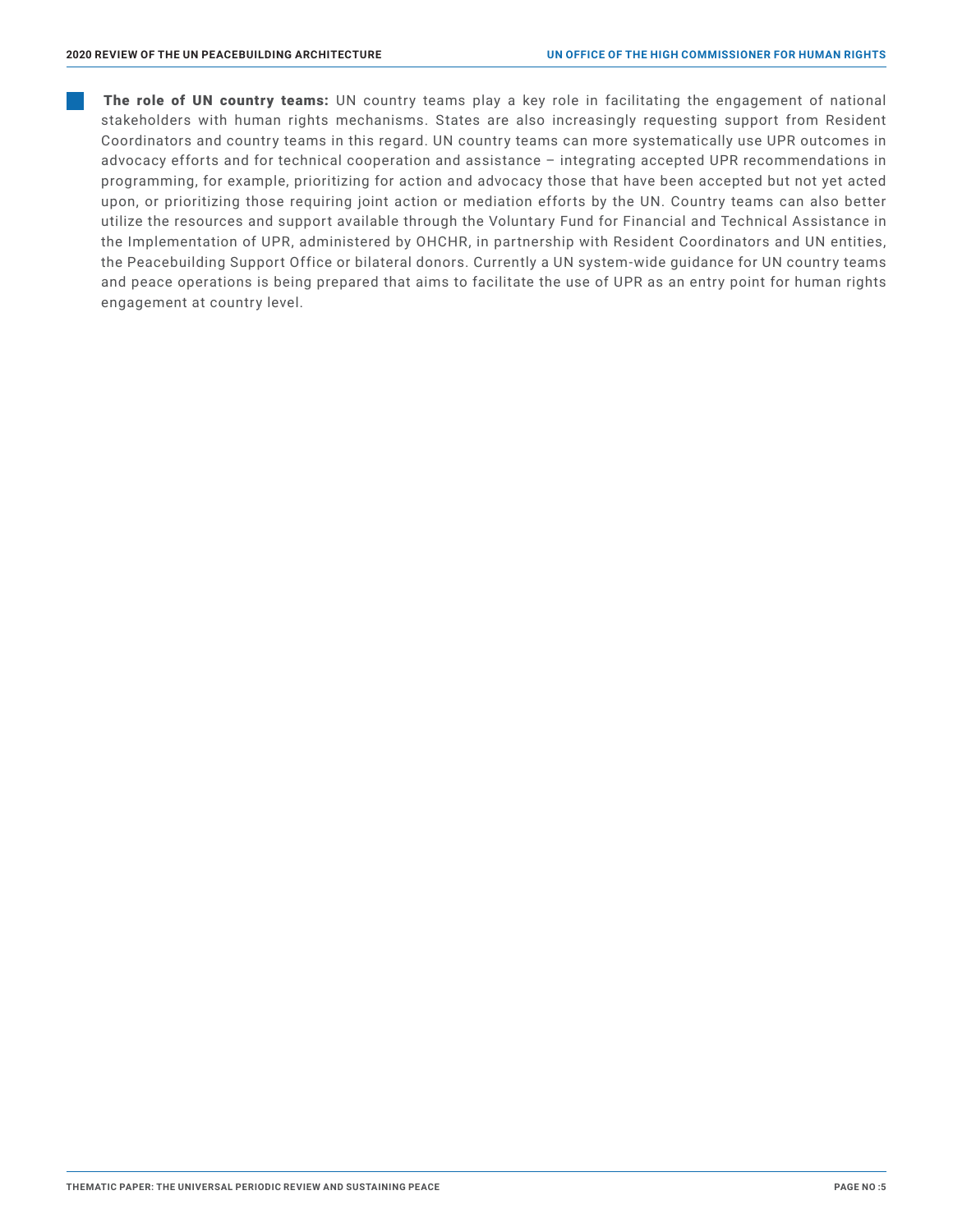- **The role of UN country teams:** UN country teams play a key role in facilitating the engagement of national stakeholders with human rights mechanisms. States are also increasingly requesting support from Resident Coordinators and country teams in this regard. UN country teams can more systematically use UPR outcomes in advocacy efforts and for technical cooperation and assistance – integrating accepted UPR recommendations in programming, for example, prioritizing for action and advocacy those that have been accepted but not yet acted upon, or prioritizing those requiring joint action or mediation efforts by the UN. Country teams can also better utilize the resources and support available through the Voluntary Fund for Financial and Technical Assistance in the Implementation of UPR, administered by OHCHR, in partnership with Resident Coordinators and UN entities, the Peacebuilding Support Office or bilateral donors. Currently a UN system-wide guidance for UN country teams and peace operations is being prepared that aims to facilitate the use of UPR as an entry point for human rights engagement at country level.